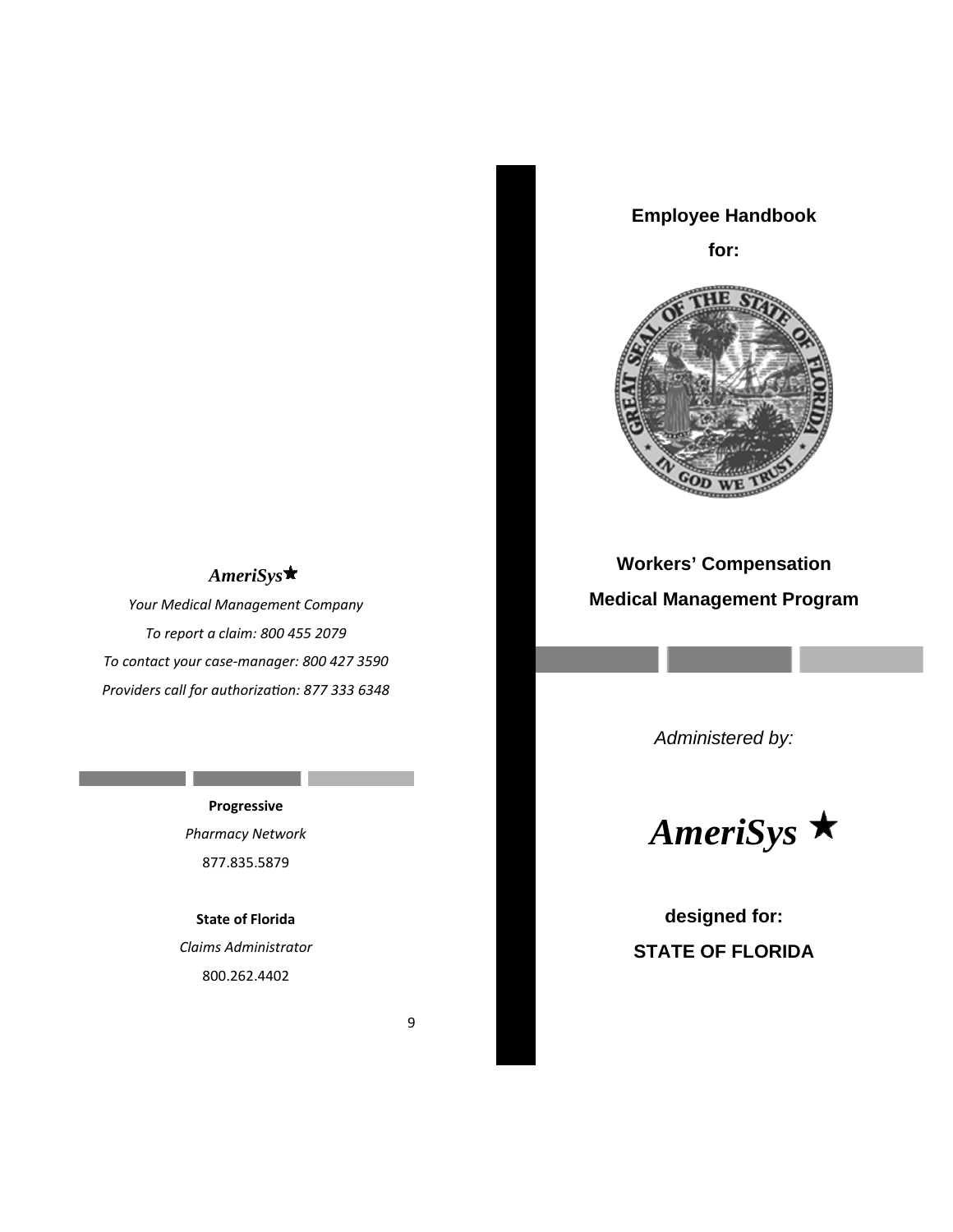***AmeriSys***★

*Your Medical Management Company*

*To report a claim: 800 455 2079*

*To contact your case-manager: 800 427 3590*

*Providers call for authorization: 877 333 6348*

**Progressive**

*Pharmacy Network*

877.835.5879

**State of Florida**

*Claims Administrator*

800.262.4402

**Employee Handbook**

**for:**

**Workers' Compensation**

**Medical Management Program**

*Administered by:*

# *AmeriSys* ★

**designed for:**

**STATE OF FLORIDA**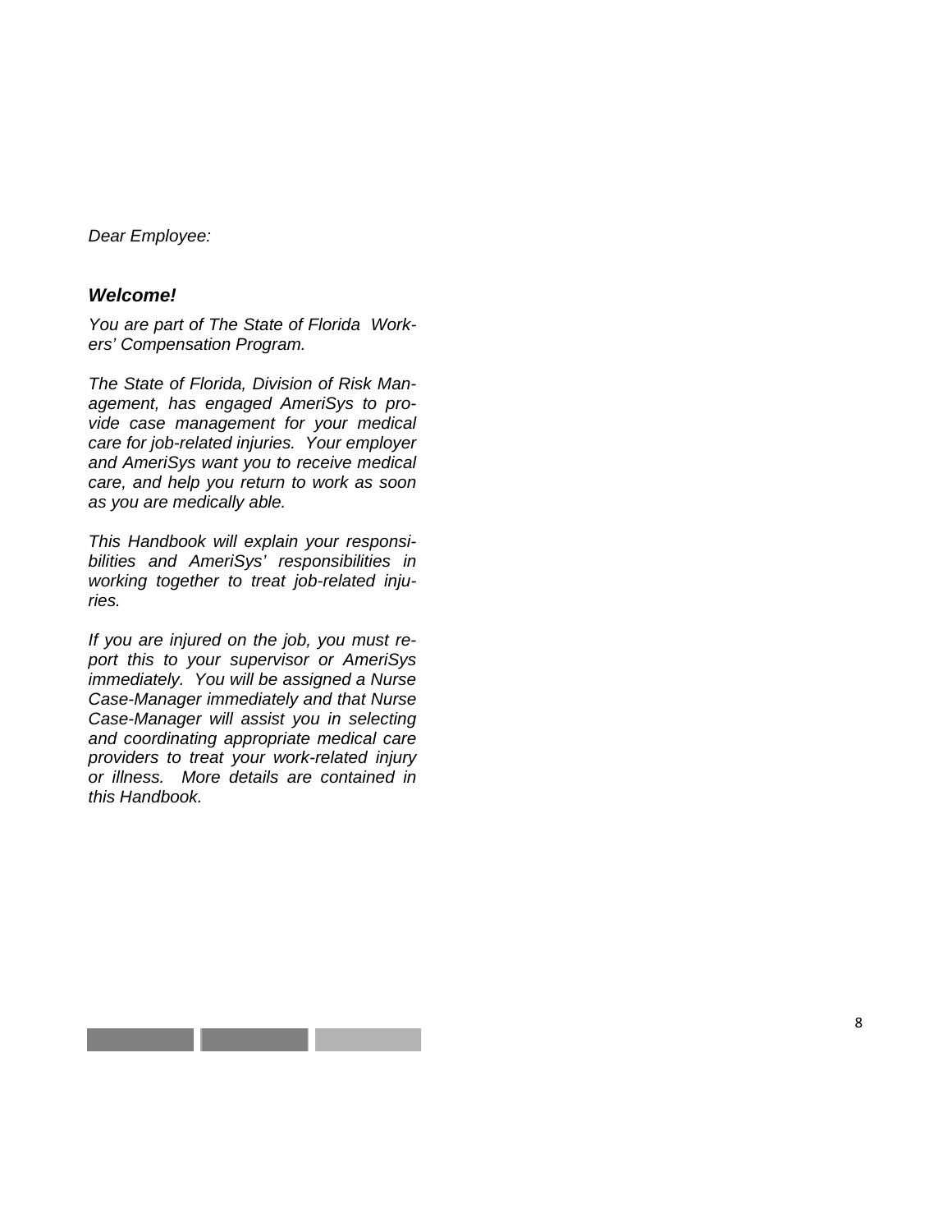*Dear Employee:*

***Welcome!***

*You are part of The State of Florida Workers' Compensation Program.*

*The State of Florida, Division of Risk Management, has engaged AmeriSys to provide case management for your medical care for job-related injuries. Your employer and AmeriSys want you to receive medical care, and help you return to work as soon as you are medically able.*

*This Handbook will explain your responsibilities and AmeriSys' responsibilities in working together to treat job-related injuries.*

*If you are injured on the job, you must report this to your supervisor or AmeriSys immediately. You will be assigned a Nurse Case-Manager immediately and that Nurse Case-Manager will assist you in selecting and coordinating appropriate medical care providers to treat your work-related injury or illness. More details are contained in this Handbook.*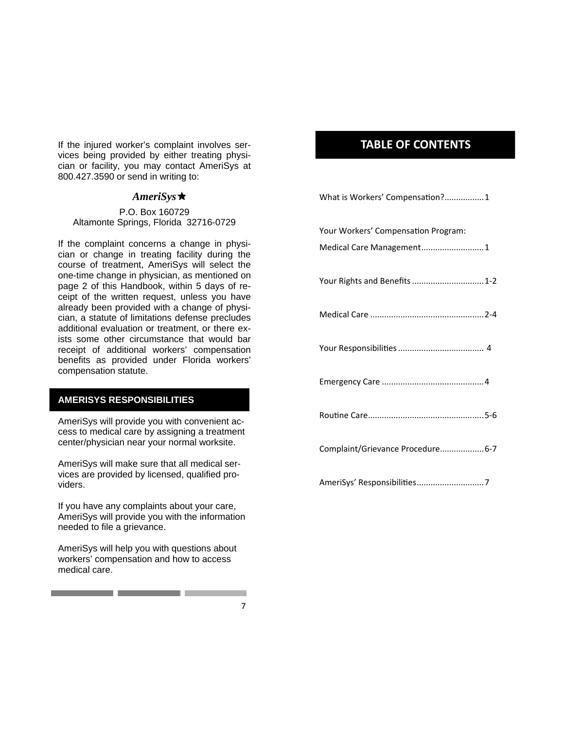If the injured worker's complaint involves services being provided by either treating physician or facility, you may contact AmeriSys at 800.427.3590 or send in writing to:

***AmeriSys*★**

P.O. Box 160729
Altamonte Springs, Florida 32716-0729

If the complaint concerns a change in physician or change in treating facility during the course of treatment, AmeriSys will select the one-time change in physician, as mentioned on page 2 of this Handbook, within 5 days of receipt of the written request, unless you have already been provided with a change of physician, a statute of limitations defense precludes additional evaluation or treatment, or there exists some other circumstance that would bar receipt of additional workers' compensation benefits as provided under Florida workers' compensation statute.

## AMERISYS RESPONSIBILITIES

AmeriSys will provide you with convenient access to medical care by assigning a treatment center/physician near your normal worksite.

AmeriSys will make sure that all medical services are provided by licensed, qualified providers.

If you have any complaints about your care, AmeriSys will provide you with the information needed to file a grievance.

AmeriSys will help you with questions about workers' compensation and how to access medical care.

## TABLE OF CONTENTS

What is Workers' Compensation?................1

Your Workers' Compensation Program:
Medical Care Management..........................1

Your Rights and Benefits..............................1-2

Medical Care................................................2-4

Your Responsibilities.................................... 4

Emergency Care...........................................4

Routine Care.................................................5-6

Complaint/Grievance Procedure..................6-7

AmeriSys' Responsibilities............................7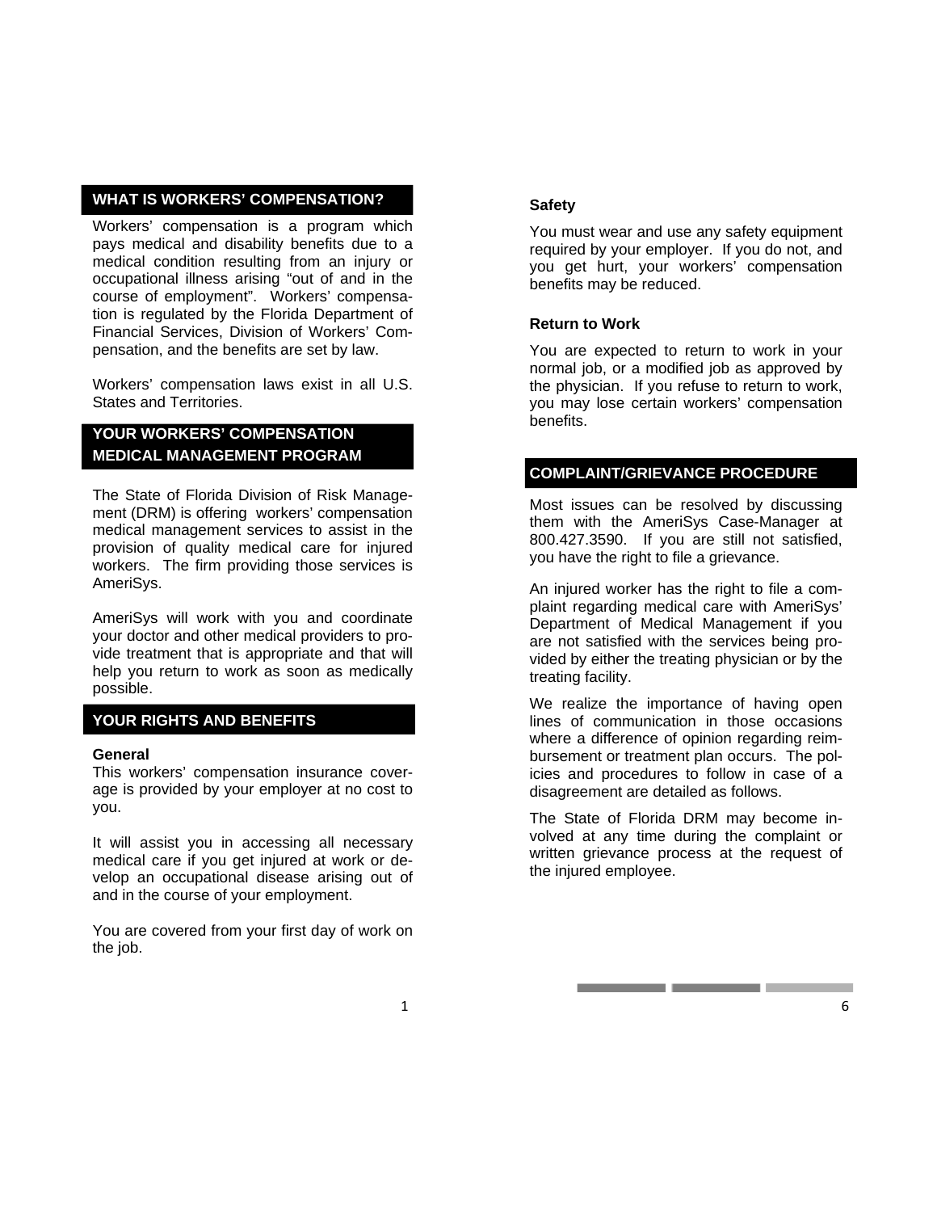## WHAT IS WORKERS' COMPENSATION?

Workers' compensation is a program which pays medical and disability benefits due to a medical condition resulting from an injury or occupational illness arising "out of and in the course of employment". Workers' compensation is regulated by the Florida Department of Financial Services, Division of Workers' Compensation, and the benefits are set by law.

Workers' compensation laws exist in all U.S. States and Territories.

## YOUR WORKERS' COMPENSATION MEDICAL MANAGEMENT PROGRAM

The State of Florida Division of Risk Management (DRM) is offering workers' compensation medical management services to assist in the provision of quality medical care for injured workers. The firm providing those services is AmeriSys.

AmeriSys will work with you and coordinate your doctor and other medical providers to provide treatment that is appropriate and that will help you return to work as soon as medically possible.

## YOUR RIGHTS AND BENEFITS

**General**

This workers' compensation insurance coverage is provided by your employer at no cost to you.

It will assist you in accessing all necessary medical care if you get injured at work or develop an occupational disease arising out of and in the course of your employment.

You are covered from your first day of work on the job.

**Safety**

You must wear and use any safety equipment required by your employer. If you do not, and you get hurt, your workers' compensation benefits may be reduced.

**Return to Work**

You are expected to return to work in your normal job, or a modified job as approved by the physician. If you refuse to return to work, you may lose certain workers' compensation benefits.

## COMPLAINT/GRIEVANCE PROCEDURE

Most issues can be resolved by discussing them with the AmeriSys Case-Manager at 800.427.3590. If you are still not satisfied, you have the right to file a grievance.

An injured worker has the right to file a complaint regarding medical care with AmeriSys' Department of Medical Management if you are not satisfied with the services being provided by either the treating physician or by the treating facility.

We realize the importance of having open lines of communication in those occasions where a difference of opinion regarding reimbursement or treatment plan occurs. The policies and procedures to follow in case of a disagreement are detailed as follows.

The State of Florida DRM may become involved at any time during the complaint or written grievance process at the request of the injured employee.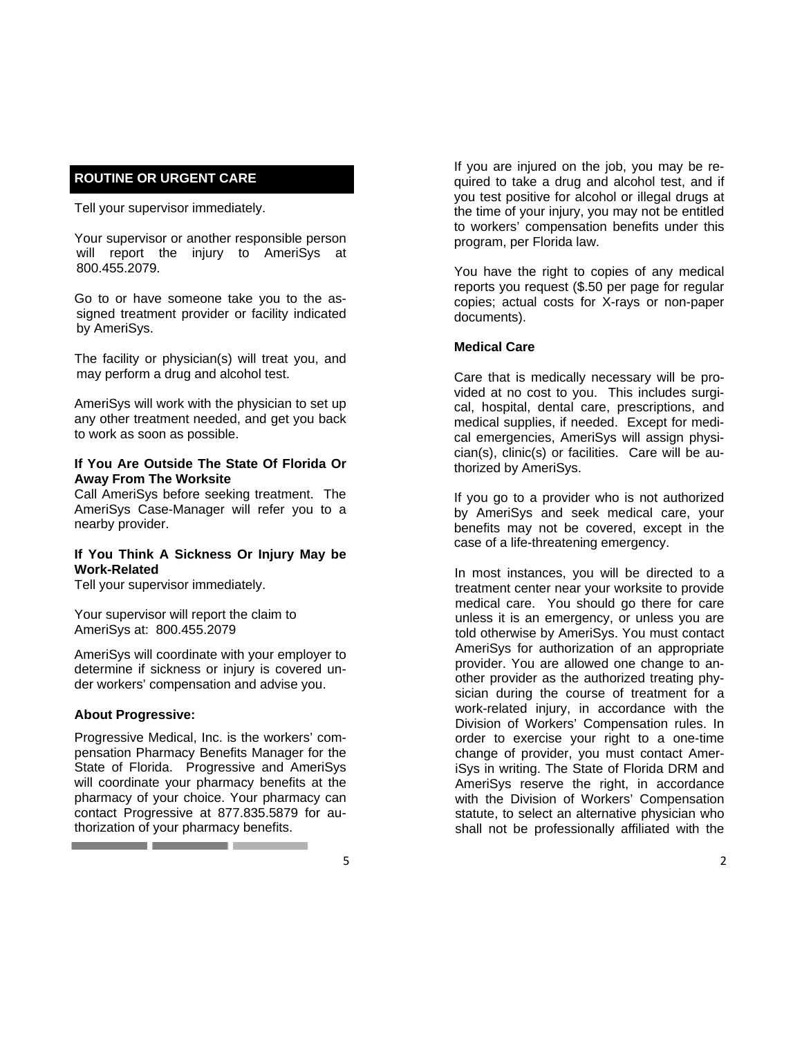## ROUTINE OR URGENT CARE

Tell your supervisor immediately.

Your supervisor or another responsible person will report the injury to AmeriSys at 800.455.2079.

Go to or have someone take you to the assigned treatment provider or facility indicated by AmeriSys.

The facility or physician(s) will treat you, and may perform a drug and alcohol test.

AmeriSys will work with the physician to set up any other treatment needed, and get you back to work as soon as possible.

**If You Are Outside The State Of Florida Or Away From The Worksite**
Call AmeriSys before seeking treatment. The AmeriSys Case-Manager will refer you to a nearby provider.

**If You Think A Sickness Or Injury May be Work-Related**
Tell your supervisor immediately.

Your supervisor will report the claim to AmeriSys at: 800.455.2079

AmeriSys will coordinate with your employer to determine if sickness or injury is covered under workers' compensation and advise you.

**About Progressive:**

Progressive Medical, Inc. is the workers' compensation Pharmacy Benefits Manager for the State of Florida. Progressive and AmeriSys will coordinate your pharmacy benefits at the pharmacy of your choice. Your pharmacy can contact Progressive at 877.835.5879 for authorization of your pharmacy benefits.

If you are injured on the job, you may be required to take a drug and alcohol test, and if you test positive for alcohol or illegal drugs at the time of your injury, you may not be entitled to workers' compensation benefits under this program, per Florida law.

You have the right to copies of any medical reports you request ($.50 per page for regular copies; actual costs for X-rays or non-paper documents).

**Medical Care**

Care that is medically necessary will be provided at no cost to you. This includes surgical, hospital, dental care, prescriptions, and medical supplies, if needed. Except for medical emergencies, AmeriSys will assign physician(s), clinic(s) or facilities. Care will be authorized by AmeriSys.

If you go to a provider who is not authorized by AmeriSys and seek medical care, your benefits may not be covered, except in the case of a life-threatening emergency.

In most instances, you will be directed to a treatment center near your worksite to provide medical care. You should go there for care unless it is an emergency, or unless you are told otherwise by AmeriSys. You must contact AmeriSys for authorization of an appropriate provider. You are allowed one change to another provider as the authorized treating physician during the course of treatment for a work-related injury, in accordance with the Division of Workers' Compensation rules. In order to exercise your right to a one-time change of provider, you must contact AmeriSys in writing. The State of Florida DRM and AmeriSys reserve the right, in accordance with the Division of Workers' Compensation statute, to select an alternative physician who shall not be professionally affiliated with the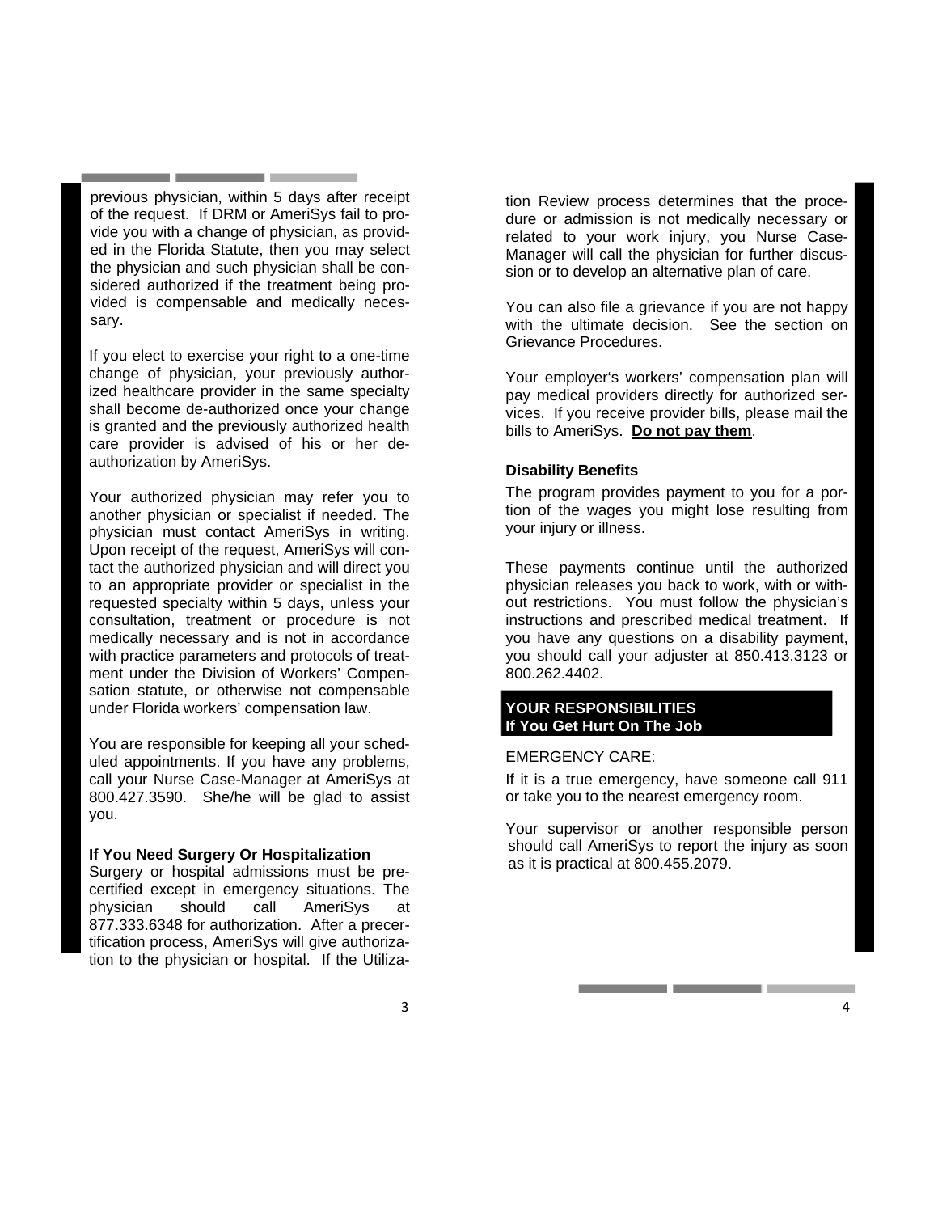previous physician, within 5 days after receipt of the request. If DRM or AmeriSys fail to provide you with a change of physician, as provided in the Florida Statute, then you may select the physician and such physician shall be considered authorized if the treatment being provided is compensable and medically necessary.

If you elect to exercise your right to a one-time change of physician, your previously authorized healthcare provider in the same specialty shall become de-authorized once your change is granted and the previously authorized health care provider is advised of his or her de-authorization by AmeriSys.

Your authorized physician may refer you to another physician or specialist if needed. The physician must contact AmeriSys in writing. Upon receipt of the request, AmeriSys will contact the authorized physician and will direct you to an appropriate provider or specialist in the requested specialty within 5 days, unless your consultation, treatment or procedure is not medically necessary and is not in accordance with practice parameters and protocols of treatment under the Division of Workers' Compensation statute, or otherwise not compensable under Florida workers' compensation law.

You are responsible for keeping all your scheduled appointments. If you have any problems, call your Nurse Case-Manager at AmeriSys at 800.427.3590. She/he will be glad to assist you.

**If You Need Surgery Or Hospitalization**

Surgery or hospital admissions must be pre-certified except in emergency situations. The physician should call AmeriSys at 877.333.6348 for authorization. After a precertification process, AmeriSys will give authorization to the physician or hospital. If the Utilization Review process determines that the procedure or admission is not medically necessary or related to your work injury, you Nurse Case-Manager will call the physician for further discussion or to develop an alternative plan of care.

You can also file a grievance if you are not happy with the ultimate decision. See the section on Grievance Procedures.

Your employer's workers' compensation plan will pay medical providers directly for authorized services. If you receive provider bills, please mail the bills to AmeriSys. **Do not pay them**.

**Disability Benefits**

The program provides payment to you for a portion of the wages you might lose resulting from your injury or illness.

These payments continue until the authorized physician releases you back to work, with or without restrictions. You must follow the physician's instructions and prescribed medical treatment. If you have any questions on a disability payment, you should call your adjuster at 850.413.3123 or 800.262.4402.

## YOUR RESPONSIBILITIES
## If You Get Hurt On The Job

EMERGENCY CARE:

If it is a true emergency, have someone call 911 or take you to the nearest emergency room.

Your supervisor or another responsible person should call AmeriSys to report the injury as soon as it is practical at 800.455.2079.